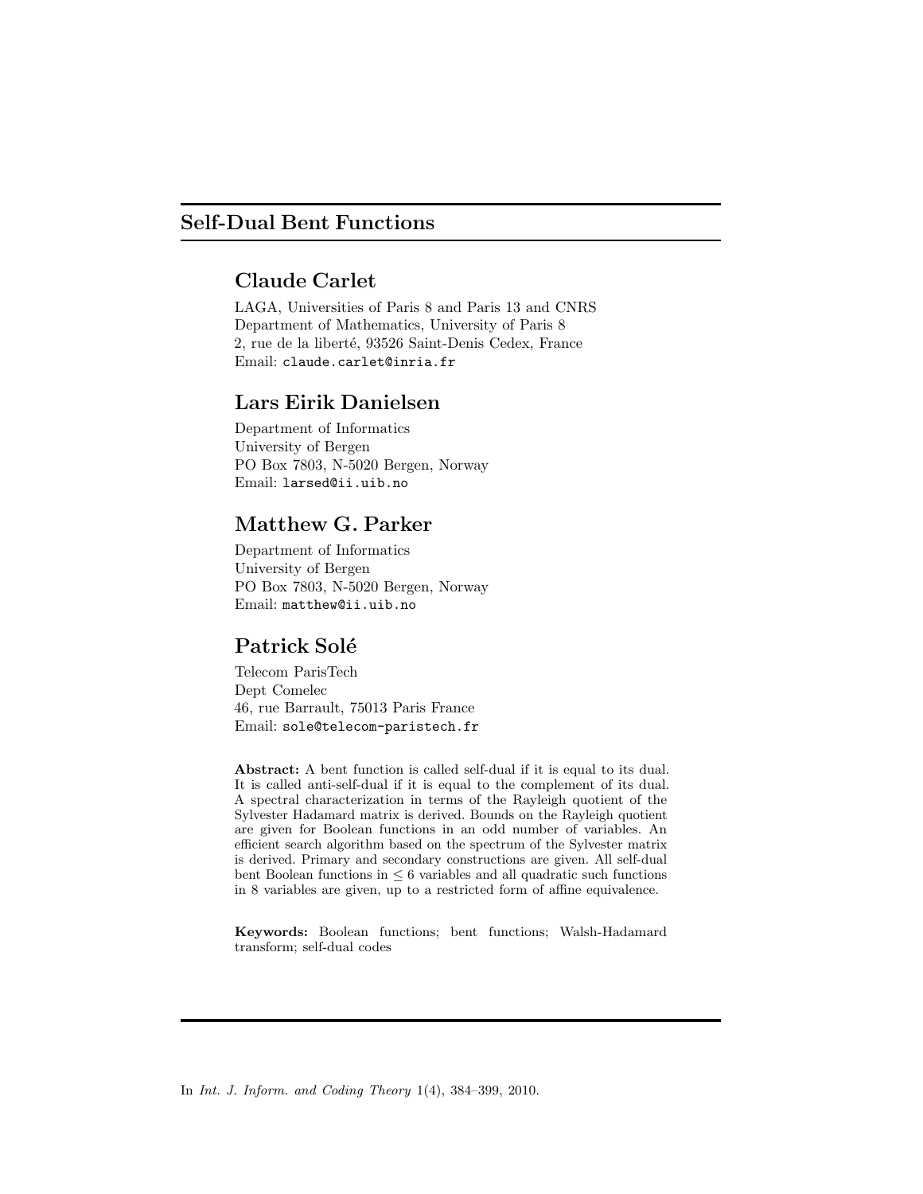# Self-Dual Bent Functions

## Claude Carlet

LAGA, Universities of Paris 8 and Paris 13 and CNRS
Department of Mathematics, University of Paris 8
2, rue de la liberté, 93526 Saint-Denis Cedex, France
Email: claude.carlet@inria.fr

## Lars Eirik Danielsen

Department of Informatics
University of Bergen
PO Box 7803, N-5020 Bergen, Norway
Email: larsed@ii.uib.no

## Matthew G. Parker

Department of Informatics
University of Bergen
PO Box 7803, N-5020 Bergen, Norway
Email: matthew@ii.uib.no

## Patrick Solé

Telecom ParisTech
Dept Comelec
46, rue Barrault, 75013 Paris France
Email: sole@telecom-paristech.fr

**Abstract:** A bent function is called self-dual if it is equal to its dual. It is called anti-self-dual if it is equal to the complement of its dual. A spectral characterization in terms of the Rayleigh quotient of the Sylvester Hadamard matrix is derived. Bounds on the Rayleigh quotient are given for Boolean functions in an odd number of variables. An efficient search algorithm based on the spectrum of the Sylvester matrix is derived. Primary and secondary constructions are given. All self-dual bent Boolean functions in $\leq 6$ variables and all quadratic such functions in 8 variables are given, up to a restricted form of affine equivalence.

**Keywords:** Boolean functions; bent functions; Walsh-Hadamard transform; self-dual codes

In *Int. J. Inform. and Coding Theory* 1(4), 384–399, 2010.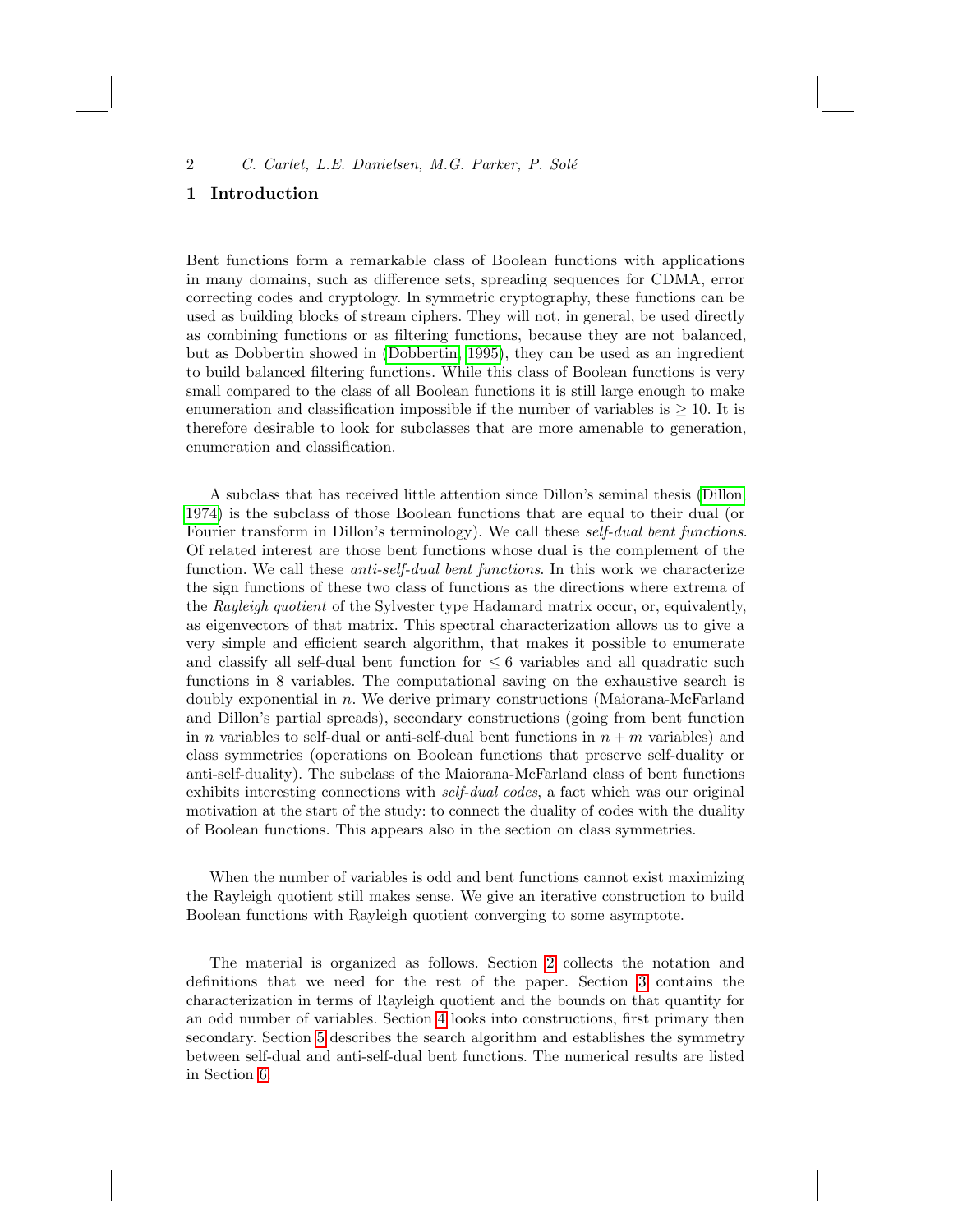## 1 Introduction

Bent functions form a remarkable class of Boolean functions with applications in many domains, such as difference sets, spreading sequences for CDMA, error correcting codes and cryptology. In symmetric cryptography, these functions can be used as building blocks of stream ciphers. They will not, in general, be used directly as combining functions or as filtering functions, because they are not balanced, but as Dobbertin showed in (Dobbertin, 1995), they can be used as an ingredient to build balanced filtering functions. While this class of Boolean functions is very small compared to the class of all Boolean functions it is still large enough to make enumeration and classification impossible if the number of variables is $\geq 10$. It is therefore desirable to look for subclasses that are more amenable to generation, enumeration and classification.

A subclass that has received little attention since Dillon's seminal thesis (Dillon, 1974) is the subclass of those Boolean functions that are equal to their dual (or Fourier transform in Dillon's terminology). We call these *self-dual bent functions*. Of related interest are those bent functions whose dual is the complement of the function. We call these *anti-self-dual bent functions*. In this work we characterize the sign functions of these two class of functions as the directions where extrema of the *Rayleigh quotient* of the Sylvester type Hadamard matrix occur, or, equivalently, as eigenvectors of that matrix. This spectral characterization allows us to give a very simple and efficient search algorithm, that makes it possible to enumerate and classify all self-dual bent function for $\leq 6$ variables and all quadratic such functions in 8 variables. The computational saving on the exhaustive search is doubly exponential in $n$. We derive primary constructions (Maiorana-McFarland and Dillon's partial spreads), secondary constructions (going from bent function in $n$ variables to self-dual or anti-self-dual bent functions in $n + m$ variables) and class symmetries (operations on Boolean functions that preserve self-duality or anti-self-duality). The subclass of the Maiorana-McFarland class of bent functions exhibits interesting connections with *self-dual codes*, a fact which was our original motivation at the start of the study: to connect the duality of codes with the duality of Boolean functions. This appears also in the section on class symmetries.

When the number of variables is odd and bent functions cannot exist maximizing the Rayleigh quotient still makes sense. We give an iterative construction to build Boolean functions with Rayleigh quotient converging to some asymptote.

The material is organized as follows. Section 2 collects the notation and definitions that we need for the rest of the paper. Section 3 contains the characterization in terms of Rayleigh quotient and the bounds on that quantity for an odd number of variables. Section 4 looks into constructions, first primary then secondary. Section 5 describes the search algorithm and establishes the symmetry between self-dual and anti-self-dual bent functions. The numerical results are listed in Section 6.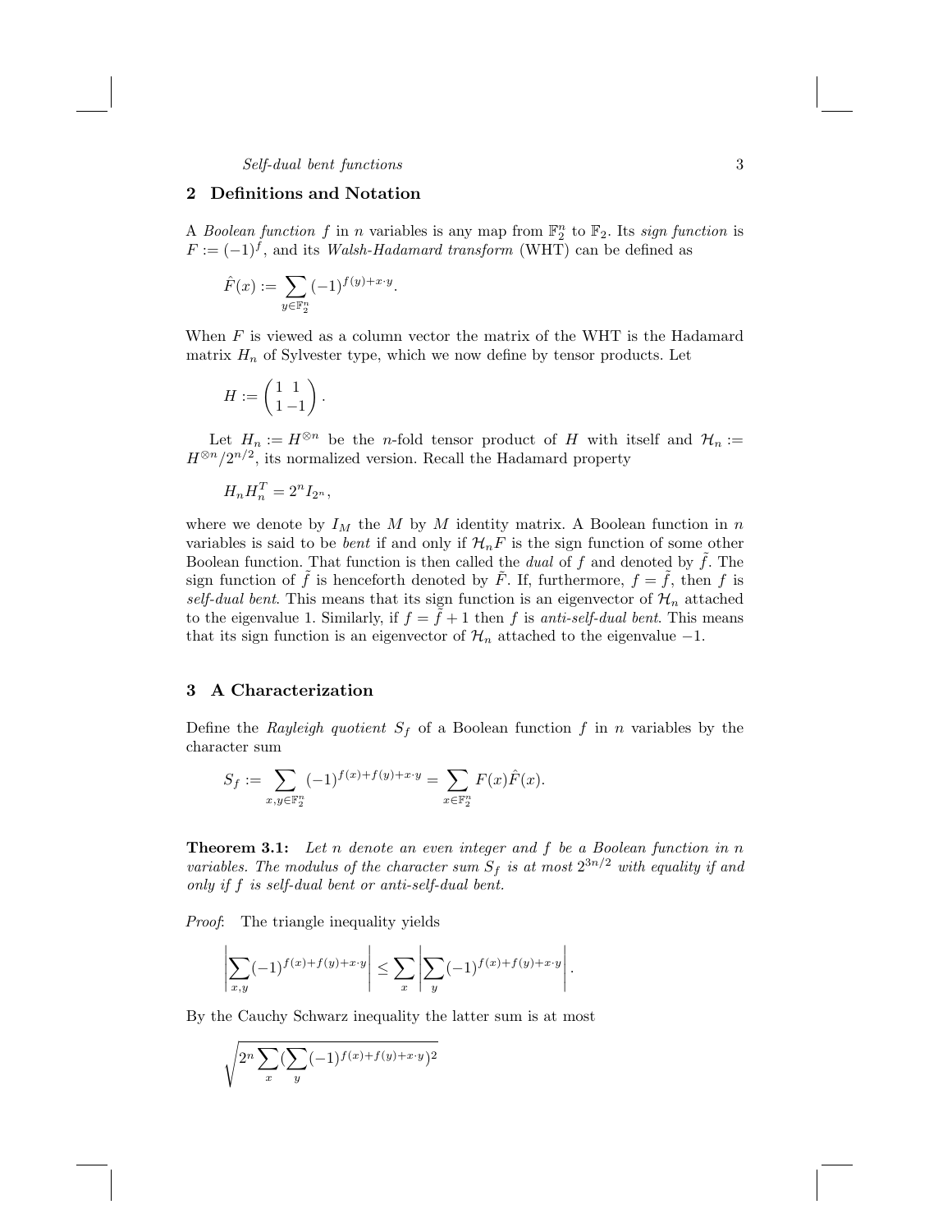## 2 Definitions and Notation

A *Boolean function* $f$ in $n$ variables is any map from $\mathbb{F}_2^n$ to $\mathbb{F}_2$. Its *sign function* is $F := (-1)^f$, and its *Walsh-Hadamard transform* (WHT) can be defined as

$$\hat{F}(x) := \sum_{y \in \mathbb{F}_2^n} (-1)^{f(y)+x \cdot y}.$$

When $F$ is viewed as a column vector the matrix of the WHT is the Hadamard matrix $H_n$ of Sylvester type, which we now define by tensor products. Let

$$H := \begin{pmatrix} 1 & 1 \\ 1 & -1 \end{pmatrix}.$$

Let $H_n := H^{\otimes n}$ be the $n$-fold tensor product of $H$ with itself and $\mathcal{H}_n := H^{\otimes n}/2^{n/2}$, its normalized version. Recall the Hadamard property

$$H_n H_n^T = 2^n I_{2^n},$$

where we denote by $I_M$ the $M$ by $M$ identity matrix. A Boolean function in $n$ variables is said to be *bent* if and only if $\mathcal{H}_n F$ is the sign function of some other Boolean function. That function is then called the *dual* of $f$ and denoted by $\tilde{f}$. The sign function of $\tilde{f}$ is henceforth denoted by $\tilde{F}$. If, furthermore, $f = \tilde{f}$, then $f$ is *self-dual bent*. This means that its sign function is an eigenvector of $\mathcal{H}_n$ attached to the eigenvalue 1. Similarly, if $f = \tilde{f} + 1$ then $f$ is *anti-self-dual bent*. This means that its sign function is an eigenvector of $\mathcal{H}_n$ attached to the eigenvalue $-1$.

## 3 A Characterization

Define the *Rayleigh quotient* $S_f$ of a Boolean function $f$ in $n$ variables by the character sum

$$S_f := \sum_{x,y \in \mathbb{F}_2^n} (-1)^{f(x)+f(y)+x \cdot y} = \sum_{x \in \mathbb{F}_2^n} F(x)\hat{F}(x).$$

**Theorem 3.1:** *Let $n$ denote an even integer and $f$ be a Boolean function in $n$ variables. The modulus of the character sum $S_f$ is at most $2^{3n/2}$ with equality if and only if $f$ is self-dual bent or anti-self-dual bent.*

*Proof*: The triangle inequality yields

$$\left| \sum_{x,y} (-1)^{f(x)+f(y)+x \cdot y} \right| \leq \sum_x \left| \sum_y (-1)^{f(x)+f(y)+x \cdot y} \right|.$$

By the Cauchy Schwarz inequality the latter sum is at most

$$\sqrt{2^n \sum_x (\sum_y (-1)^{f(x)+f(y)+x \cdot y})^2}$$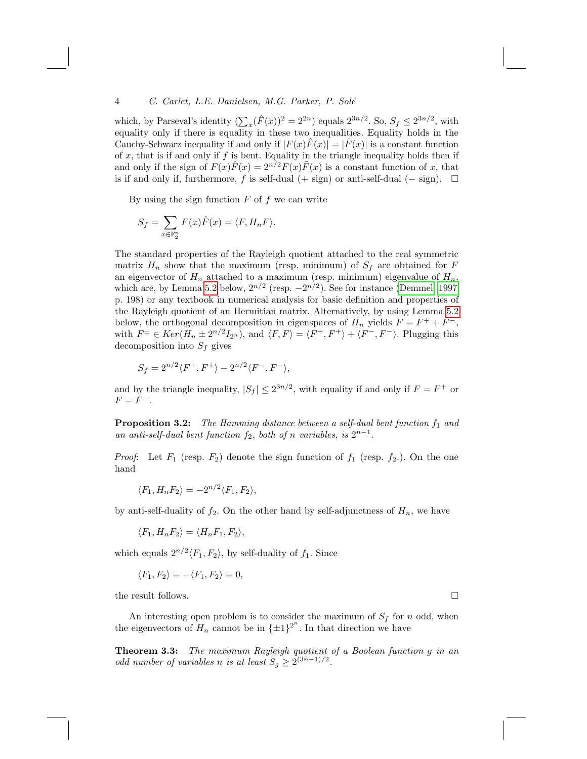which, by Parseval's identity ($\sum_x (\hat{F}(x))^2 = 2^{2n}$) equals $2^{3n/2}$. So, $S_f \leq 2^{3n/2}$, with equality only if there is equality in these two inequalities. Equality holds in the Cauchy-Schwarz inequality if and only if $|F(x)\hat{F}(x)| = |\hat{F}(x)|$ is a constant function of $x$, that is if and only if $f$ is bent. Equality in the triangle inequality holds then if and only if the sign of $F(x)\hat{F}(x) = 2^{n/2}F(x)\tilde{F}(x)$ is a constant function of $x$, that is if and only if, furthermore, $f$ is self-dual (+ sign) or anti-self-dual (− sign). $\square$

By using the sign function $F$ of $f$ we can write

$$S_f = \sum_{x \in \mathbb{F}_2^n} F(x)\hat{F}(x) = \langle F, H_n F \rangle.$$

The standard properties of the Rayleigh quotient attached to the real symmetric matrix $H_n$ show that the maximum (resp. minimum) of $S_f$ are obtained for $F$ an eigenvector of $H_n$ attached to a maximum (resp. minimum) eigenvalue of $H_n$, which are, by Lemma 5.2 below, $2^{n/2}$ (resp. $-2^{n/2}$). See for instance (Demmel 1997 p. 198) or any textbook in numerical analysis for basic definition and properties of the Rayleigh quotient of an Hermitian matrix. Alternatively, by using Lemma 5.2 below, the orthogonal decomposition in eigenspaces of $H_n$ yields $F = F^+ + F^-$, with $F^{\pm} \in Ker(H_n \pm 2^{n/2} I_{2^n})$, and $\langle F, F \rangle = \langle F^+, F^+ \rangle + \langle F^-, F^- \rangle$. Plugging this decomposition into $S_f$ gives

$$S_f = 2^{n/2}\langle F^+, F^+ \rangle - 2^{n/2}\langle F^-, F^- \rangle,$$

and by the triangle inequality, $|S_f| \leq 2^{3n/2}$, with equality if and only if $F = F^+$ or $F = F^-$.

**Proposition 3.2:** *The Hamming distance between a self-dual bent function $f_1$ and an anti-self-dual bent function $f_2$, both of $n$ variables, is $2^{n-1}$.*

*Proof*: Let $F_1$ (resp. $F_2$) denote the sign function of $f_1$ (resp. $f_2$.). On the one hand

$$\langle F_1, H_n F_2 \rangle = -2^{n/2}\langle F_1, F_2 \rangle,$$

by anti-self-duality of $f_2$. On the other hand by self-adjunctness of $H_n$, we have

$$\langle F_1, H_n F_2 \rangle = \langle H_n F_1, F_2 \rangle,$$

which equals $2^{n/2}\langle F_1, F_2 \rangle$, by self-duality of $f_1$. Since

$$\langle F_1, F_2 \rangle = -\langle F_1, F_2 \rangle = 0,$$

the result follows. $\square$

An interesting open problem is to consider the maximum of $S_f$ for $n$ odd, when the eigenvectors of $H_n$ cannot be in $\{\pm 1\}^{2^n}$. In that direction we have

**Theorem 3.3:** *The maximum Rayleigh quotient of a Boolean function $g$ in an odd number of variables $n$ is at least $S_g \geq 2^{(3n-1)/2}$.*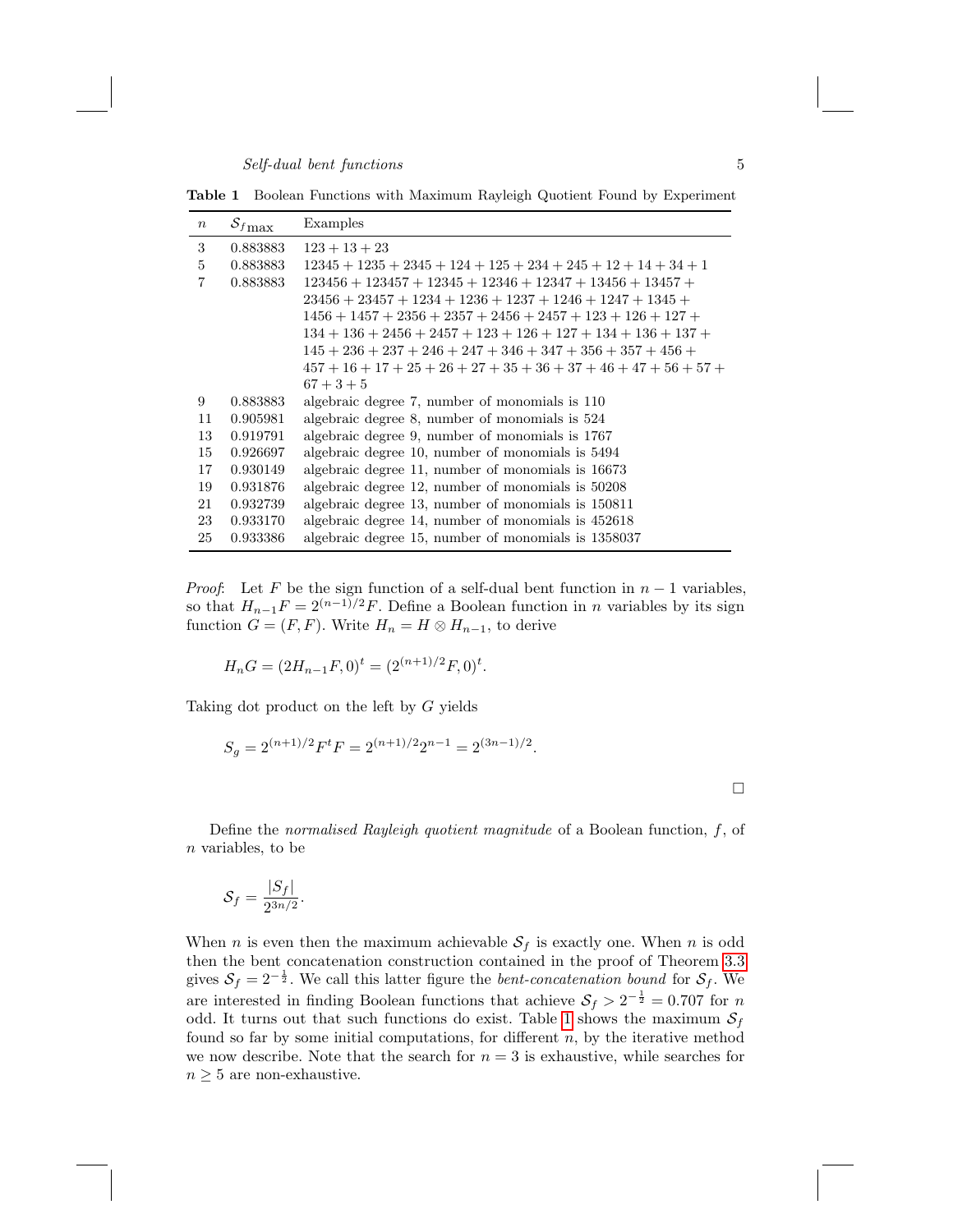**Table 1** Boolean Functions with Maximum Rayleigh Quotient Found by Experiment

| $n$ | $\mathcal{S}_{f\max}$ | Examples |
|---|---|---|
| 3 | 0.883883 | $123 + 13 + 23$ |
| 5 | 0.883883 | $12345 + 1235 + 2345 + 124 + 125 + 234 + 245 + 12 + 14 + 34 + 1$ |
| 7 | 0.883883 | $123456 + 123457 + 12345 + 12346 + 12347 + 13456 + 13457 + 23456 + 23457 + 1234 + 1236 + 1237 + 1246 + 1247 + 1345 + 1456 + 1457 + 2356 + 2357 + 2456 + 2457 + 123 + 126 + 127 + 134 + 136 + 2456 + 2457 + 123 + 126 + 127 + 134 + 136 + 137 + 145 + 236 + 237 + 246 + 247 + 346 + 347 + 356 + 357 + 456 + 457 + 16 + 17 + 25 + 26 + 27 + 35 + 36 + 37 + 46 + 47 + 56 + 57 + 67 + 3 + 5$ |
| 9 | 0.883883 | algebraic degree 7, number of monomials is 110 |
| 11 | 0.905981 | algebraic degree 8, number of monomials is 524 |
| 13 | 0.919791 | algebraic degree 9, number of monomials is 1767 |
| 15 | 0.926697 | algebraic degree 10, number of monomials is 5494 |
| 17 | 0.930149 | algebraic degree 11, number of monomials is 16673 |
| 19 | 0.931876 | algebraic degree 12, number of monomials is 50208 |
| 21 | 0.932739 | algebraic degree 13, number of monomials is 150811 |
| 23 | 0.933170 | algebraic degree 14, number of monomials is 452618 |
| 25 | 0.933386 | algebraic degree 15, number of monomials is 1358037 |

*Proof*: Let $F$ be the sign function of a self-dual bent function in $n-1$ variables, so that $H_{n-1}F = 2^{(n-1)/2}F$. Define a Boolean function in $n$ variables by its sign function $G = (F, F)$. Write $H_n = H \otimes H_{n-1}$, to derive

$$H_n G = (2H_{n-1}F, 0)^t = (2^{(n+1)/2}F, 0)^t.$$

Taking dot product on the left by $G$ yields

$$S_g = 2^{(n+1)/2}F^tF = 2^{(n+1)/2}2^{n-1} = 2^{(3n-1)/2}.$$

□

Define the *normalised Rayleigh quotient magnitude* of a Boolean function, $f$, of $n$ variables, to be

$$\mathcal{S}_f = \frac{|S_f|}{2^{3n/2}}.$$

When $n$ is even then the maximum achievable $\mathcal{S}_f$ is exactly one. When $n$ is odd then the bent concatenation construction contained in the proof of Theorem 3.3 gives $\mathcal{S}_f = 2^{-\frac{1}{2}}$. We call this latter figure the *bent-concatenation bound* for $\mathcal{S}_f$. We are interested in finding Boolean functions that achieve $\mathcal{S}_f > 2^{-\frac{1}{2}} = 0.707$ for $n$ odd. It turns out that such functions do exist. Table 1 shows the maximum $\mathcal{S}_f$ found so far by some initial computations, for different $n$, by the iterative method we now describe. Note that the search for $n = 3$ is exhaustive, while searches for $n \geq 5$ are non-exhaustive.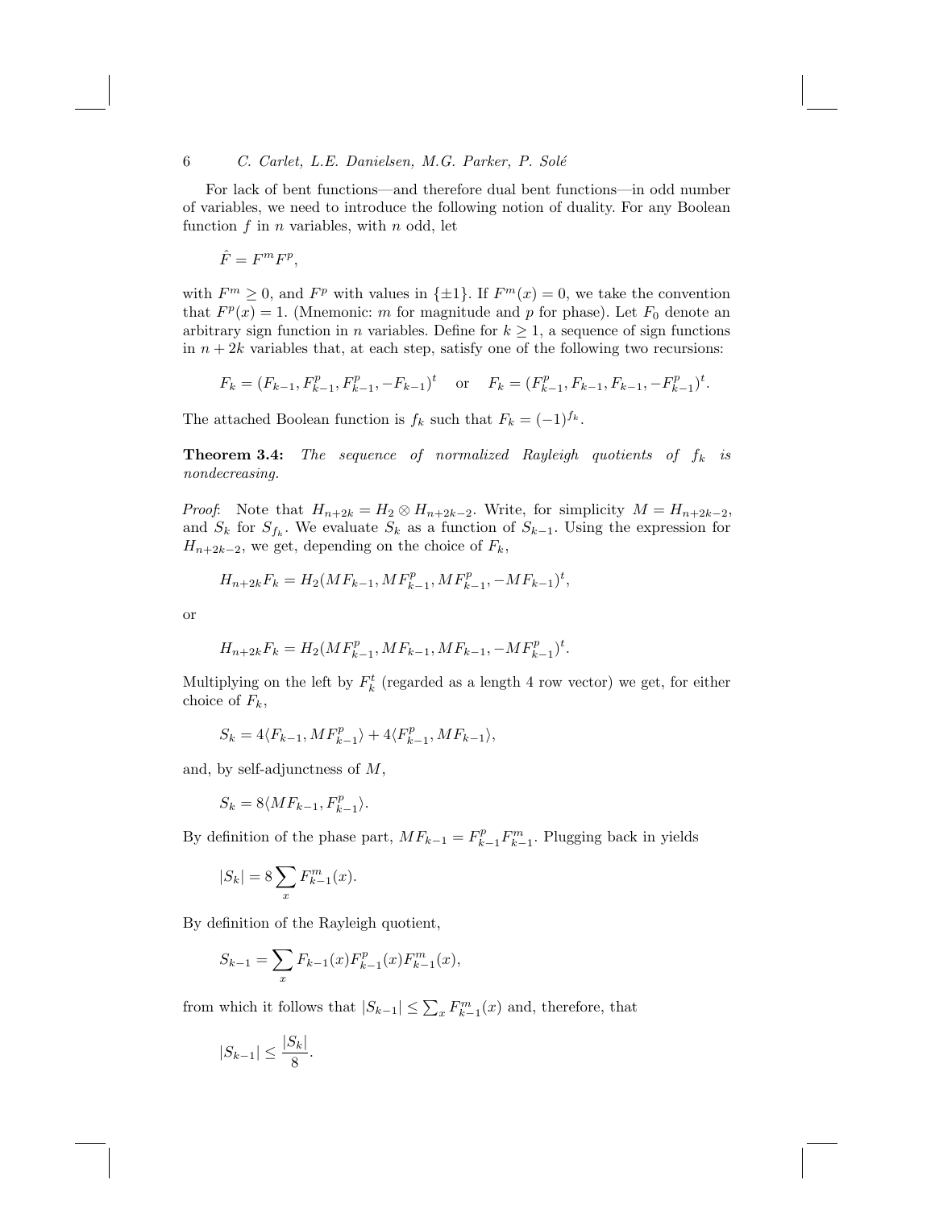For lack of bent functions—and therefore dual bent functions—in odd number of variables, we need to introduce the following notion of duality. For any Boolean function $f$ in $n$ variables, with $n$ odd, let

$$\hat{F} = F^m F^p,$$

with $F^m \geq 0$, and $F^p$ with values in $\{\pm 1\}$. If $F^m(x) = 0$, we take the convention that $F^p(x) = 1$. (Mnemonic: $m$ for magnitude and $p$ for phase). Let $F_0$ denote an arbitrary sign function in $n$ variables. Define for $k \geq 1$, a sequence of sign functions in $n+2k$ variables that, at each step, satisfy one of the following two recursions:

$$F_k = (F_{k-1}, F_{k-1}^p, F_{k-1}^p, -F_{k-1})^t \quad \text{or} \quad F_k = (F_{k-1}^p, F_{k-1}, F_{k-1}, -F_{k-1}^p)^t.$$

The attached Boolean function is $f_k$ such that $F_k = (-1)^{f_k}$.

**Theorem 3.4:** *The sequence of normalized Rayleigh quotients of $f_k$ is nondecreasing.*

*Proof*: Note that $H_{n+2k} = H_2 \otimes H_{n+2k-2}$. Write, for simplicity $M = H_{n+2k-2}$, and $S_k$ for $S_{f_k}$. We evaluate $S_k$ as a function of $S_{k-1}$. Using the expression for $H_{n+2k-2}$, we get, depending on the choice of $F_k$,

$$H_{n+2k}F_k = H_2(MF_{k-1}, MF_{k-1}^p, MF_{k-1}^p, -MF_{k-1})^t,$$

or

$$H_{n+2k}F_k = H_2(MF_{k-1}^p, MF_{k-1}, MF_{k-1}, -MF_{k-1}^p)^t.$$

Multiplying on the left by $F_k^t$ (regarded as a length 4 row vector) we get, for either choice of $F_k$,

$$S_k = 4\langle F_{k-1}, MF_{k-1}^p \rangle + 4\langle F_{k-1}^p, MF_{k-1} \rangle,$$

and, by self-adjunctness of $M$,

$$S_k = 8\langle MF_{k-1}, F_{k-1}^p \rangle.$$

By definition of the phase part, $MF_{k-1} = F_{k-1}^p F_{k-1}^m$. Plugging back in yields

$$|S_k| = 8 \sum_x F_{k-1}^m(x).$$

By definition of the Rayleigh quotient,

$$S_{k-1} = \sum_x F_{k-1}(x) F_{k-1}^p(x) F_{k-1}^m(x),$$

from which it follows that $|S_{k-1}| \leq \sum_x F_{k-1}^m(x)$ and, therefore, that

$$|S_{k-1}| \leq \frac{|S_k|}{8}.$$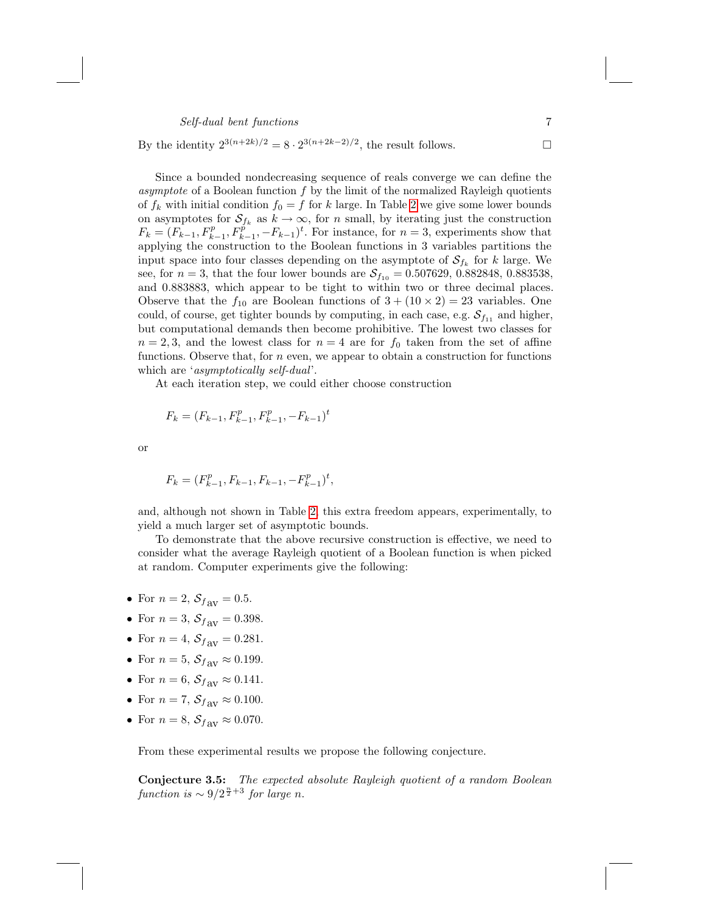By the identity $2^{3(n+2k)/2} = 8 \cdot 2^{3(n+2k-2)/2}$, the result follows. $\square$

Since a bounded nondecreasing sequence of reals converge we can define the *asymptote* of a Boolean function $f$ by the limit of the normalized Rayleigh quotients of $f_k$ with initial condition $f_0 = f$ for $k$ large. In Table 2 we give some lower bounds on asymptotes for $\mathcal{S}_{f_k}$ as $k \to \infty$, for $n$ small, by iterating just the construction $F_k = (F_{k-1}, F_{k-1}^p, F_{k-1}^p, -F_{k-1})^t$. For instance, for $n = 3$, experiments show that applying the construction to the Boolean functions in 3 variables partitions the input space into four classes depending on the asymptote of $\mathcal{S}_{f_k}$ for $k$ large. We see, for $n = 3$, that the four lower bounds are $\mathcal{S}_{f_{10}} = 0.507629$, $0.882848$, $0.883538$, and $0.883883$, which appear to be tight to within two or three decimal places. Observe that the $f_{10}$ are Boolean functions of $3 + (10 \times 2) = 23$ variables. One could, of course, get tighter bounds by computing, in each case, e.g. $\mathcal{S}_{f_{11}}$ and higher, but computational demands then become prohibitive. The lowest two classes for $n = 2, 3$, and the lowest class for $n = 4$ are for $f_0$ taken from the set of affine functions. Observe that, for $n$ even, we appear to obtain a construction for functions which are '*asymptotically self-dual*'.

At each iteration step, we could either choose construction

$$F_k = (F_{k-1}, F_{k-1}^p, F_{k-1}^p, -F_{k-1})^t$$

or

$$F_k = (F_{k-1}^p, F_{k-1}, F_{k-1}, -F_{k-1}^p)^t,$$

and, although not shown in Table 2, this extra freedom appears, experimentally, to yield a much larger set of asymptotic bounds.

To demonstrate that the above recursive construction is effective, we need to consider what the average Rayleigh quotient of a Boolean function is when picked at random. Computer experiments give the following:

- For $n = 2$, $\mathcal{S}_{f_{\text{av}}} = 0.5$.
- For $n = 3$, $\mathcal{S}_{f_{\text{av}}} = 0.398$.
- For $n = 4$, $\mathcal{S}_{f_{\text{av}}} = 0.281$.
- For $n = 5$, $\mathcal{S}_{f_{\text{av}}} \approx 0.199$.
- For $n = 6$, $\mathcal{S}_{f_{\text{av}}} \approx 0.141$.
- For $n = 7$, $\mathcal{S}_{f_{\text{av}}} \approx 0.100$.
- For $n = 8$, $\mathcal{S}_{f_{\text{av}}} \approx 0.070$.

From these experimental results we propose the following conjecture.

**Conjecture 3.5:** *The expected absolute Rayleigh quotient of a random Boolean function is* $\sim 9/2^{\frac{n}{2}+3}$ *for large* $n$.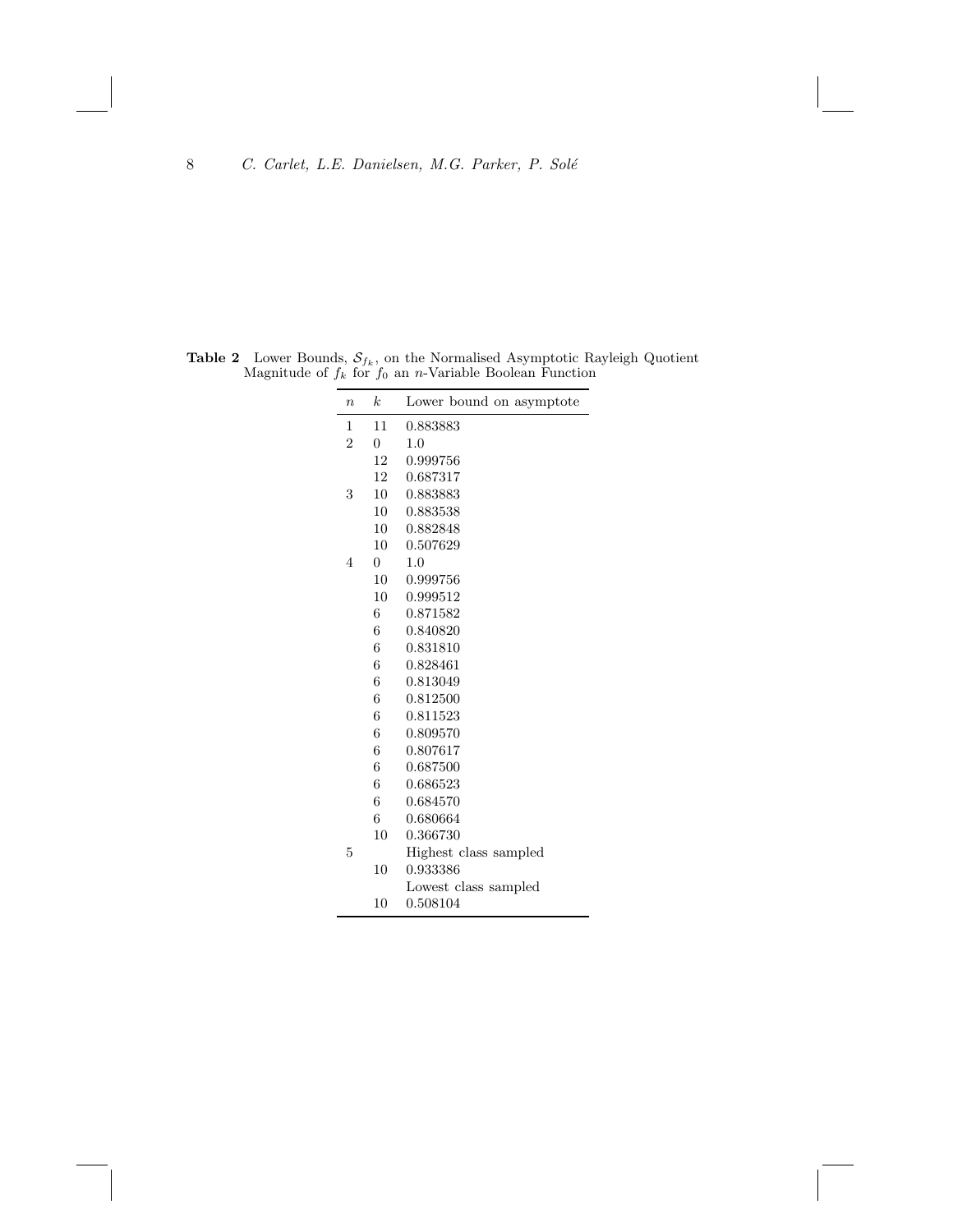**Table 2** Lower Bounds, $\mathcal{S}_{f_k}$, on the Normalised Asymptotic Rayleigh Quotient Magnitude of $f_k$ for $f_0$ an $n$-Variable Boolean Function

| $n$ | $k$ | Lower bound on asymptote |
|---|---|---|
| 1 | 11 | 0.883883 |
| 2 | 0 | 1.0 |
| | 12 | 0.999756 |
| | 12 | 0.687317 |
| 3 | 10 | 0.883883 |
| | 10 | 0.883538 |
| | 10 | 0.882848 |
| | 10 | 0.507629 |
| 4 | 0 | 1.0 |
| | 10 | 0.999756 |
| | 10 | 0.999512 |
| | 6 | 0.871582 |
| | 6 | 0.840820 |
| | 6 | 0.831810 |
| | 6 | 0.828461 |
| | 6 | 0.813049 |
| | 6 | 0.812500 |
| | 6 | 0.811523 |
| | 6 | 0.809570 |
| | 6 | 0.807617 |
| | 6 | 0.687500 |
| | 6 | 0.686523 |
| | 6 | 0.684570 |
| | 6 | 0.680664 |
| | 10 | 0.366730 |
| 5 | | Highest class sampled |
| | 10 | 0.933386 |
| | | Lowest class sampled |
| | 10 | 0.508104 |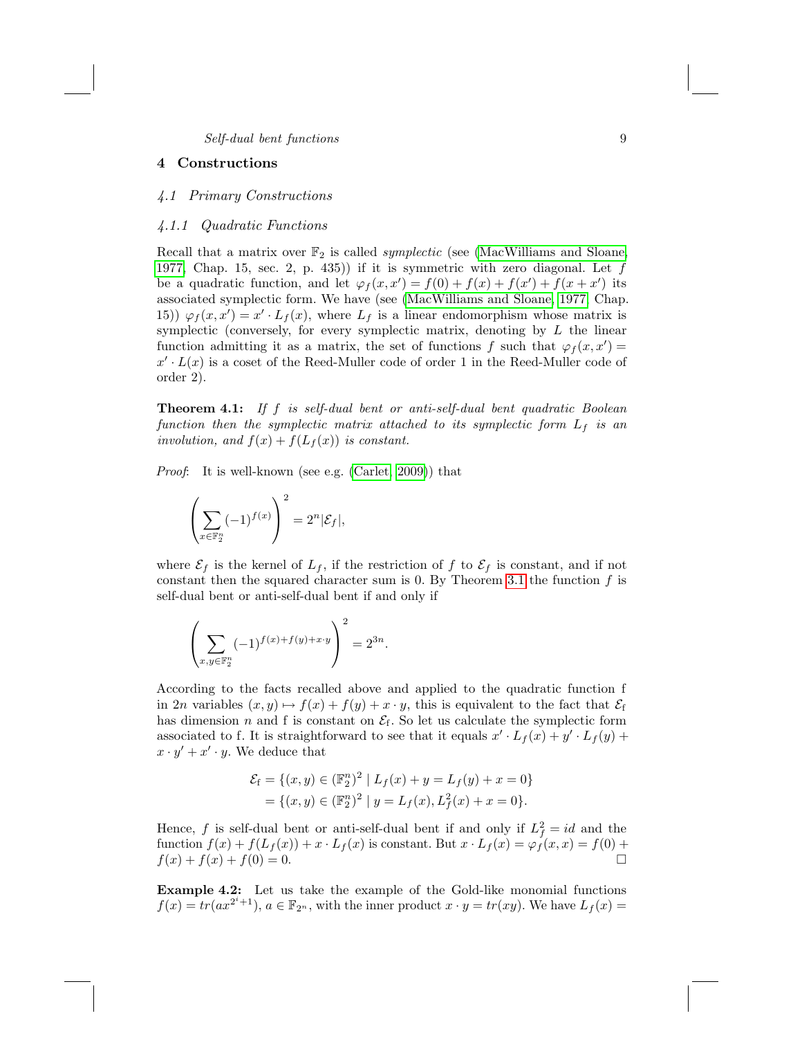## 4 Constructions

### 4.1 Primary Constructions

#### 4.1.1 Quadratic Functions

Recall that a matrix over $\mathbb{F}_2$ is called *symplectic* (see (MacWilliams and Sloane, 1977, Chap. 15, sec. 2, p. 435)) if it is symmetric with zero diagonal. Let $f$ be a quadratic function, and let $\varphi_f(x, x') = f(0) + f(x) + f(x') + f(x + x')$ its associated symplectic form. We have (see (MacWilliams and Sloane, 1977, Chap. 15)) $\varphi_f(x, x') = x' \cdot L_f(x)$, where $L_f$ is a linear endomorphism whose matrix is symplectic (conversely, for every symplectic matrix, denoting by $L$ the linear function admitting it as a matrix, the set of functions $f$ such that $\varphi_f(x, x') = x' \cdot L(x)$ is a coset of the Reed-Muller code of order 1 in the Reed-Muller code of order 2).

**Theorem 4.1:** *If $f$ is self-dual bent or anti-self-dual bent quadratic Boolean function then the symplectic matrix attached to its symplectic form $L_f$ is an involution, and $f(x) + f(L_f(x))$ is constant.*

*Proof*: It is well-known (see e.g. (Carlet, 2009)) that

$$\left(\sum_{x\in\mathbb{F}_2^n} (-1)^{f(x)}\right)^2 = 2^n|\mathcal{E}_f|,$$

where $\mathcal{E}_f$ is the kernel of $L_f$, if the restriction of $f$ to $\mathcal{E}_f$ is constant, and if not constant then the squared character sum is 0. By Theorem 3.1 the function $f$ is self-dual bent or anti-self-dual bent if and only if

$$\left(\sum_{x,y\in\mathbb{F}_2^n} (-1)^{f(x)+f(y)+x\cdot y}\right)^2 = 2^{3n}.$$

According to the facts recalled above and applied to the quadratic function f in $2n$ variables $(x, y) \mapsto f(x) + f(y) + x \cdot y$, this is equivalent to the fact that $\mathcal{E}_{\mathrm{f}}$ has dimension $n$ and f is constant on $\mathcal{E}_{\mathrm{f}}$. So let us calculate the symplectic form associated to f. It is straightforward to see that it equals $x' \cdot L_f(x) + y' \cdot L_f(y) + x \cdot y' + x' \cdot y$. We deduce that

$$\begin{aligned}\mathcal{E}_{\mathrm{f}} &= \{(x, y) \in (\mathbb{F}_2^n)^2 \mid L_f(x) + y = L_f(y) + x = 0\} \\ &= \{(x, y) \in (\mathbb{F}_2^n)^2 \mid y = L_f(x), L_f^2(x) + x = 0\}.\end{aligned}$$

Hence, $f$ is self-dual bent or anti-self-dual bent if and only if $L_f^2 = id$ and the function $f(x) + f(L_f(x)) + x \cdot L_f(x)$ is constant. But $x \cdot L_f(x) = \varphi_f(x, x) = f(0) + f(x) + f(x) + f(0) = 0$. $\square$

**Example 4.2:** Let us take the example of the Gold-like monomial functions $f(x) = tr(ax^{2^i+1})$, $a \in \mathbb{F}_{2^n}$, with the inner product $x \cdot y = tr(xy)$. We have $L_f(x) =$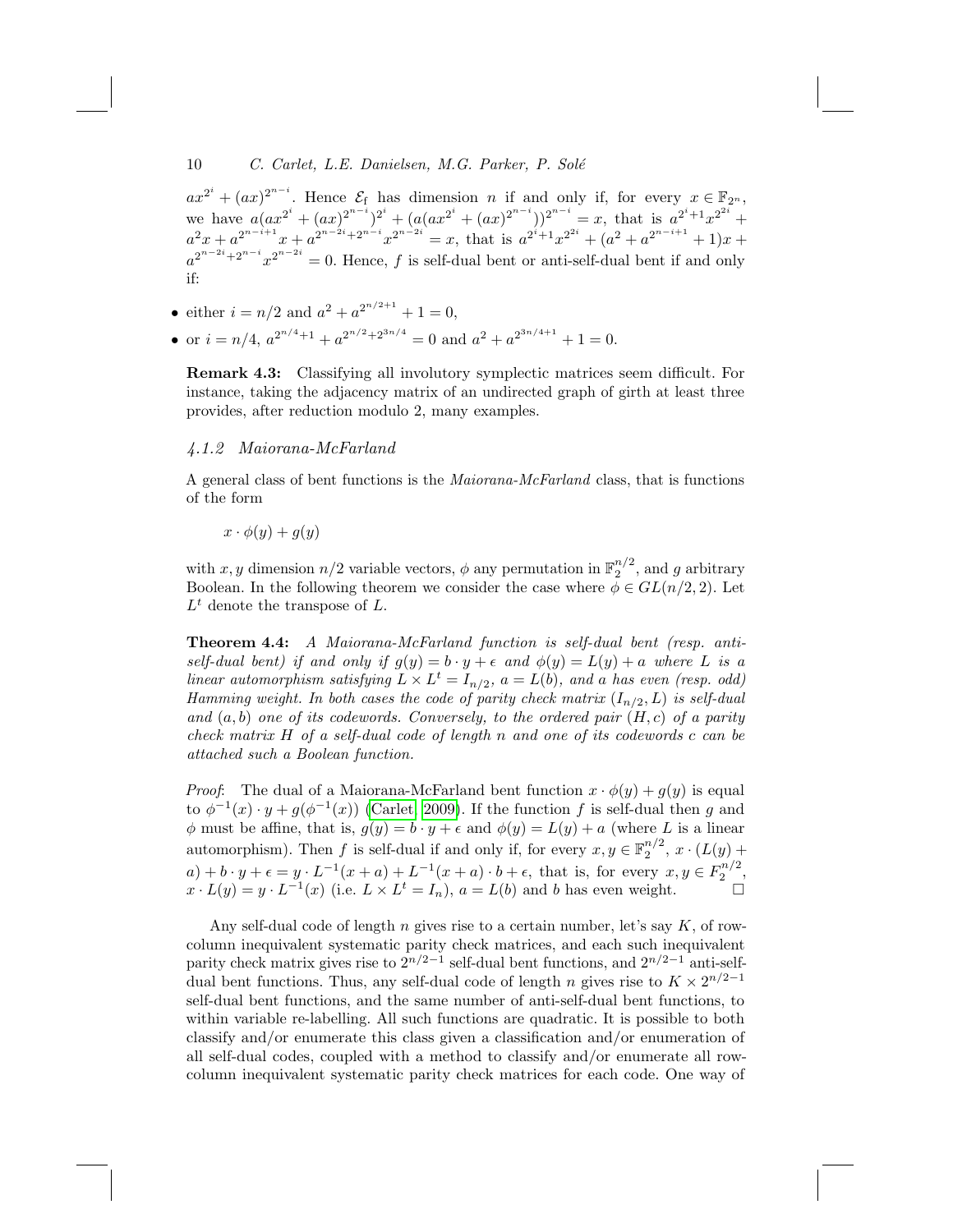$ax^{2^i} + (ax)^{2^{n-i}}$. Hence $\mathcal{E}_f$ has dimension $n$ if and only if, for every $x \in \mathbb{F}_{2^n}$, we have $a(ax^{2^i} + (ax)^{2^{n-i}})^{2^i} + (a(ax^{2^i} + (ax)^{2^{n-i}}))^{2^{n-i}} = x$, that is $a^{2^i+1}x^{2^{2i}} + a^2x + a^{2^{n-i+1}}x + a^{2^{n-2i}+2^{n-i}}x^{2^{n-2i}} = x$, that is $a^{2^i+1}x^{2^{2i}} + (a^2 + a^{2^{n-i+1}} + 1)x + a^{2^{n-2i}+2^{n-i}}x^{2^{n-2i}} = 0$. Hence, $f$ is self-dual bent or anti-self-dual bent if and only if:

- either $i = n/2$ and $a^2 + a^{2^{n/2+1}} + 1 = 0$,
- or $i = n/4$, $a^{2^{n/4}+1} + a^{2^{n/2}+2^{3n/4}} = 0$ and $a^2 + a^{2^{3n/4+1}} + 1 = 0$.

**Remark 4.3:** Classifying all involutory symplectic matrices seem difficult. For instance, taking the adjacency matrix of an undirected graph of girth at least three provides, after reduction modulo 2, many examples.

#### *4.1.2 Maiorana-McFarland*

A general class of bent functions is the *Maiorana-McFarland* class, that is functions of the form

$$x \cdot \phi(y) + g(y)$$

with $x, y$ dimension $n/2$ variable vectors, $\phi$ any permutation in $\mathbb{F}_2^{n/2}$, and $g$ arbitrary Boolean. In the following theorem we consider the case where $\phi \in GL(n/2, 2)$. Let $L^t$ denote the transpose of $L$.

**Theorem 4.4:** *A Maiorana-McFarland function is self-dual bent (resp. anti-self-dual bent) if and only if $g(y) = b \cdot y + \epsilon$ and $\phi(y) = L(y) + a$ where $L$ is a linear automorphism satisfying $L \times L^t = I_{n/2}$, $a = L(b)$, and $a$ has even (resp. odd) Hamming weight. In both cases the code of parity check matrix $(I_{n/2}, L)$ is self-dual and $(a, b)$ one of its codewords. Conversely, to the ordered pair $(H, c)$ of a parity check matrix $H$ of a self-dual code of length $n$ and one of its codewords $c$ can be attached such a Boolean function.*

*Proof*: The dual of a Maiorana-McFarland bent function $x \cdot \phi(y) + g(y)$ is equal to $\phi^{-1}(x) \cdot y + g(\phi^{-1}(x))$ (Carlet, 2009). If the function $f$ is self-dual then $g$ and $\phi$ must be affine, that is, $g(y) = b \cdot y + \epsilon$ and $\phi(y) = L(y) + a$ (where $L$ is a linear automorphism). Then $f$ is self-dual if and only if, for every $x, y \in \mathbb{F}_2^{n/2}$, $x \cdot (L(y) + a) + b \cdot y + \epsilon = y \cdot L^{-1}(x + a) + L^{-1}(x + a) \cdot b + \epsilon$, that is, for every $x, y \in F_2^{n/2}$, $x \cdot L(y) = y \cdot L^{-1}(x)$ (i.e. $L \times L^t = I_n$), $a = L(b)$ and $b$ has even weight. $\square$

Any self-dual code of length $n$ gives rise to a certain number, let's say $K$, of row-column inequivalent systematic parity check matrices, and each such inequivalent parity check matrix gives rise to $2^{n/2-1}$ self-dual bent functions, and $2^{n/2-1}$ anti-self-dual bent functions. Thus, any self-dual code of length $n$ gives rise to $K \times 2^{n/2-1}$ self-dual bent functions, and the same number of anti-self-dual bent functions, to within variable re-labelling. All such functions are quadratic. It is possible to both classify and/or enumerate this class given a classification and/or enumeration of all self-dual codes, coupled with a method to classify and/or enumerate all row-column inequivalent systematic parity check matrices for each code. One way of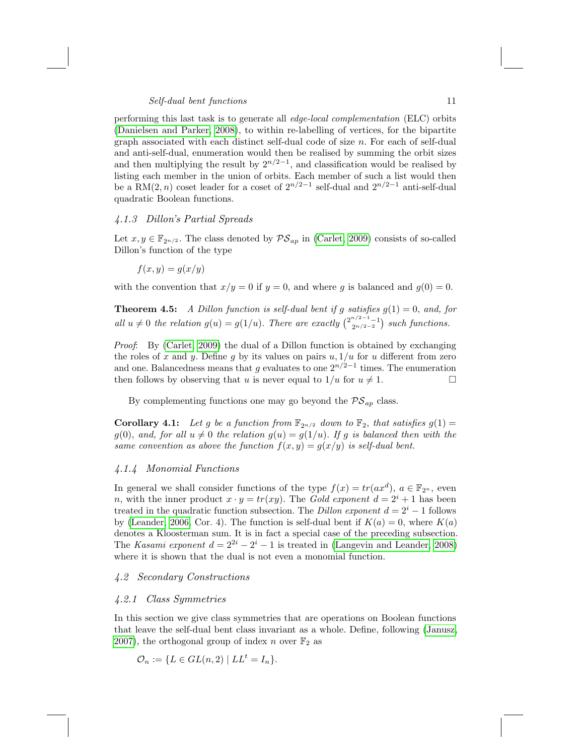performing this last task is to generate all *edge-local complementation* (ELC) orbits (Danielsen and Parker, 2008), to within re-labelling of vertices, for the bipartite graph associated with each distinct self-dual code of size $n$. For each of self-dual and anti-self-dual, enumeration would then be realised by summing the orbit sizes and then multiplying the result by $2^{n/2-1}$, and classification would be realised by listing each member in the union of orbits. Each member of such a list would then be a RM$(2,n)$ coset leader for a coset of $2^{n/2-1}$ self-dual and $2^{n/2-1}$ anti-self-dual quadratic Boolean functions.

### *4.1.3 Dillon's Partial Spreads*

Let $x, y \in \mathbb{F}_{2^{n/2}}$. The class denoted by $\mathcal{PS}_{ap}$ in (Carlet, 2009) consists of so-called Dillon's function of the type

$$f(x, y) = g(x/y)$$

with the convention that $x/y = 0$ if $y = 0$, and where $g$ is balanced and $g(0) = 0$.

**Theorem 4.5:** *A Dillon function is self-dual bent if $g$ satisfies $g(1) = 0$, and, for all $u \neq 0$ the relation $g(u) = g(1/u)$. There are exactly $\binom{2^{n/2-1}-1}{2^{n/2-2}}$ such functions.*

*Proof*: By (Carlet, 2009) the dual of a Dillon function is obtained by exchanging the roles of $x$ and $y$. Define $g$ by its values on pairs $u, 1/u$ for $u$ different from zero and one. Balancedness means that $g$ evaluates to one $2^{n/2-1}$ times. The enumeration then follows by observing that $u$ is never equal to $1/u$ for $u \neq 1$. □

By complementing functions one may go beyond the $\mathcal{PS}_{ap}$ class.

**Corollary 4.1:** *Let $g$ be a function from $\mathbb{F}_{2^{n/2}}$ down to $\mathbb{F}_2$, that satisfies $g(1) = g(0)$, and, for all $u \neq 0$ the relation $g(u) = g(1/u)$. If $g$ is balanced then with the same convention as above the function $f(x, y) = g(x/y)$ is self-dual bent.*

### *4.1.4 Monomial Functions*

In general we shall consider functions of the type $f(x) = tr(ax^d)$, $a \in \mathbb{F}_{2^n}$, even $n$, with the inner product $x \cdot y = tr(xy)$. The *Gold exponent* $d = 2^i + 1$ has been treated in the quadratic function subsection. The *Dillon exponent* $d = 2^i - 1$ follows by (Leander, 2006, Cor. 4). The function is self-dual bent if $K(a) = 0$, where $K(a)$ denotes a Kloosterman sum. It is in fact a special case of the preceding subsection. The *Kasami exponent* $d = 2^{2i} - 2^i - 1$ is treated in (Langevin and Leander, 2008) where it is shown that the dual is not even a monomial function.

## *4.2 Secondary Constructions*

### *4.2.1 Class Symmetries*

In this section we give class symmetries that are operations on Boolean functions that leave the self-dual bent class invariant as a whole. Define, following (Janusz, 2007), the orthogonal group of index $n$ over $\mathbb{F}_2$ as

$$\mathcal{O}_n := \{L \in GL(n, 2) \mid LL^t = I_n\}.$$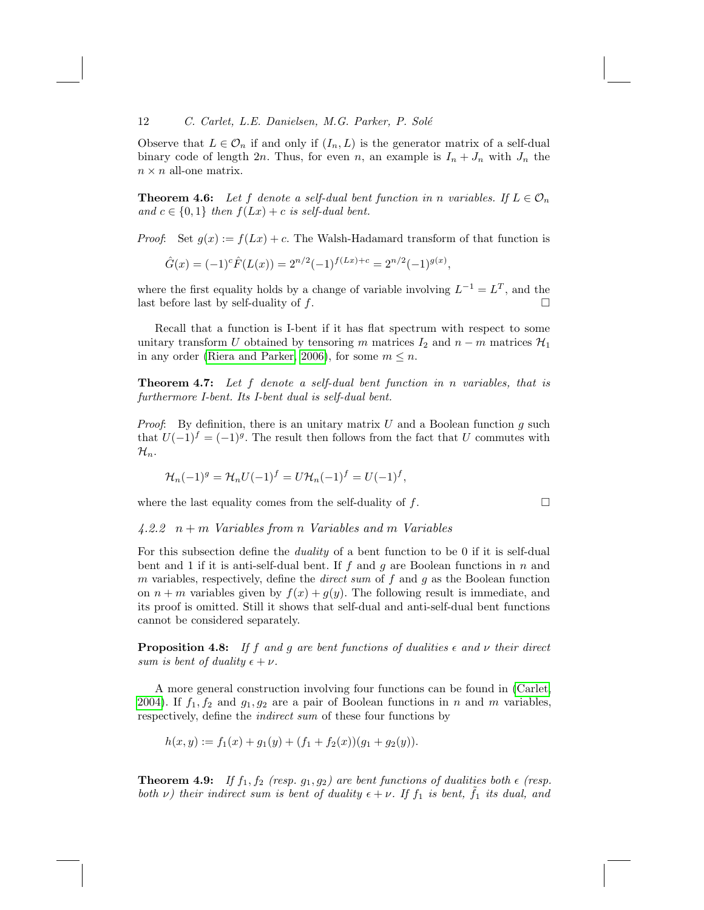Observe that $L \in \mathcal{O}_n$ if and only if $(I_n, L)$ is the generator matrix of a self-dual binary code of length $2n$. Thus, for even $n$, an example is $I_n + J_n$ with $J_n$ the $n \times n$ all-one matrix.

**Theorem 4.6:** *Let $f$ denote a self-dual bent function in $n$ variables. If $L \in \mathcal{O}_n$ and $c \in \{0, 1\}$ then $f(Lx) + c$ is self-dual bent.*

*Proof*: Set $g(x) := f(Lx) + c$. The Walsh-Hadamard transform of that function is

$$\hat{G}(x) = (-1)^c \hat{F}(L(x)) = 2^{n/2}(-1)^{f(Lx)+c} = 2^{n/2}(-1)^{g(x)},$$

where the first equality holds by a change of variable involving $L^{-1} = L^T$, and the last before last by self-duality of $f$. □

Recall that a function is I-bent if it has flat spectrum with respect to some unitary transform $U$ obtained by tensoring $m$ matrices $I_2$ and $n - m$ matrices $\mathcal{H}_1$ in any order (Riera and Parker, 2006), for some $m \leq n$.

**Theorem 4.7:** *Let $f$ denote a self-dual bent function in $n$ variables, that is furthermore I-bent. Its I-bent dual is self-dual bent.*

*Proof*: By definition, there is an unitary matrix $U$ and a Boolean function $g$ such that $U(-1)^f = (-1)^g$. The result then follows from the fact that $U$ commutes with $\mathcal{H}_n$.

$$\mathcal{H}_n(-1)^g = \mathcal{H}_n U(-1)^f = U\mathcal{H}_n(-1)^f = U(-1)^f,$$

where the last equality comes from the self-duality of $f$. □

#### *4.2.2 $n + m$ Variables from $n$ Variables and $m$ Variables*

For this subsection define the *duality* of a bent function to be 0 if it is self-dual bent and 1 if it is anti-self-dual bent. If $f$ and $g$ are Boolean functions in $n$ and $m$ variables, respectively, define the *direct sum* of $f$ and $g$ as the Boolean function on $n + m$ variables given by $f(x) + g(y)$. The following result is immediate, and its proof is omitted. Still it shows that self-dual and anti-self-dual bent functions cannot be considered separately.

**Proposition 4.8:** *If $f$ and $g$ are bent functions of dualities $\epsilon$ and $\nu$ their direct sum is bent of duality $\epsilon + \nu$.*

A more general construction involving four functions can be found in (Carlet, 2004). If $f_1, f_2$ and $g_1, g_2$ are a pair of Boolean functions in $n$ and $m$ variables, respectively, define the *indirect sum* of these four functions by

$$h(x, y) := f_1(x) + g_1(y) + (f_1 + f_2(x))(g_1 + g_2(y)).$$

**Theorem 4.9:** *If $f_1, f_2$ (resp. $g_1, g_2$) are bent functions of dualities both $\epsilon$ (resp. both $\nu$) their indirect sum is bent of duality $\epsilon + \nu$. If $f_1$ is bent, $\tilde{f}_1$ its dual, and*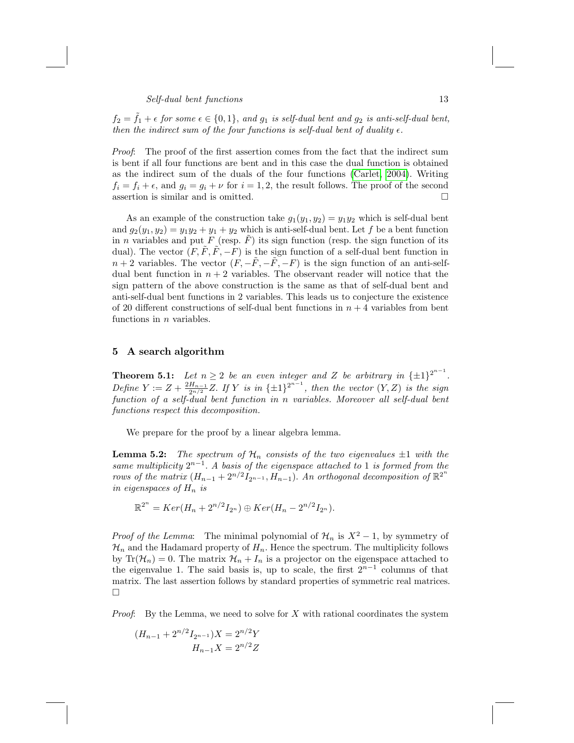*$f_2 = \tilde{f}_1 + \epsilon$ for some $\epsilon \in \{0, 1\}$, and $g_1$ is self-dual bent and $g_2$ is anti-self-dual bent, then the indirect sum of the four functions is self-dual bent of duality $\epsilon$.*

*Proof*: The proof of the first assertion comes from the fact that the indirect sum is bent if all four functions are bent and in this case the dual function is obtained as the indirect sum of the duals of the four functions (Carlet, 2004). Writing $f_i = f_i + \epsilon$, and $g_i = g_i + \nu$ for $i = 1, 2$, the result follows. The proof of the second assertion is similar and is omitted. $\square$

As an example of the construction take $g_1(y_1, y_2) = y_1 y_2$ which is self-dual bent and $g_2(y_1, y_2) = y_1 y_2 + y_1 + y_2$ which is anti-self-dual bent. Let $f$ be a bent function in $n$ variables and put $F$ (resp. $\tilde{F}$) its sign function (resp. the sign function of its dual). The vector $(F, \tilde{F}, \tilde{F}, -F)$ is the sign function of a self-dual bent function in $n+2$ variables. The vector $(F, -\tilde{F}, -\tilde{F}, -F)$ is the sign function of an anti-self-dual bent function in $n+2$ variables. The observant reader will notice that the sign pattern of the above construction is the same as that of self-dual bent and anti-self-dual bent functions in 2 variables. This leads us to conjecture the existence of 20 different constructions of self-dual bent functions in $n+4$ variables from bent functions in $n$ variables.

## 5 A search algorithm

**Theorem 5.1:** *Let $n \geq 2$ be an even integer and $Z$ be arbitrary in $\{\pm 1\}^{2^{n-1}}$. Define $Y := Z + \frac{2H_{n-1}}{2^{n/2}} Z$. If $Y$ is in $\{\pm 1\}^{2^{n-1}}$, then the vector $(Y, Z)$ is the sign function of a self-dual bent function in $n$ variables. Moreover all self-dual bent functions respect this decomposition.*

We prepare for the proof by a linear algebra lemma.

**Lemma 5.2:** *The spectrum of $\mathcal{H}_n$ consists of the two eigenvalues $\pm 1$ with the same multiplicity $2^{n-1}$. A basis of the eigenspace attached to 1 is formed from the rows of the matrix $(H_{n-1} + 2^{n/2} I_{2^{n-1}}, H_{n-1})$. An orthogonal decomposition of $\mathbb{R}^{2^n}$ in eigenspaces of $H_n$ is*

$$\mathbb{R}^{2^n} = Ker(H_n + 2^{n/2} I_{2^n}) \oplus Ker(H_n - 2^{n/2} I_{2^n}).$$

*Proof of the Lemma*: The minimal polynomial of $\mathcal{H}_n$ is $X^2 - 1$, by symmetry of $\mathcal{H}_n$ and the Hadamard property of $H_n$. Hence the spectrum. The multiplicity follows by $\mathrm{Tr}(\mathcal{H}_n) = 0$. The matrix $\mathcal{H}_n + I_n$ is a projector on the eigenspace attached to the eigenvalue 1. The said basis is, up to scale, the first $2^{n-1}$ columns of that matrix. The last assertion follows by standard properties of symmetric real matrices. $\square$

*Proof*: By the Lemma, we need to solve for $X$ with rational coordinates the system

$$(H_{n-1} + 2^{n/2} I_{2^{n-1}})X = 2^{n/2} Y$$
$$H_{n-1} X = 2^{n/2} Z$$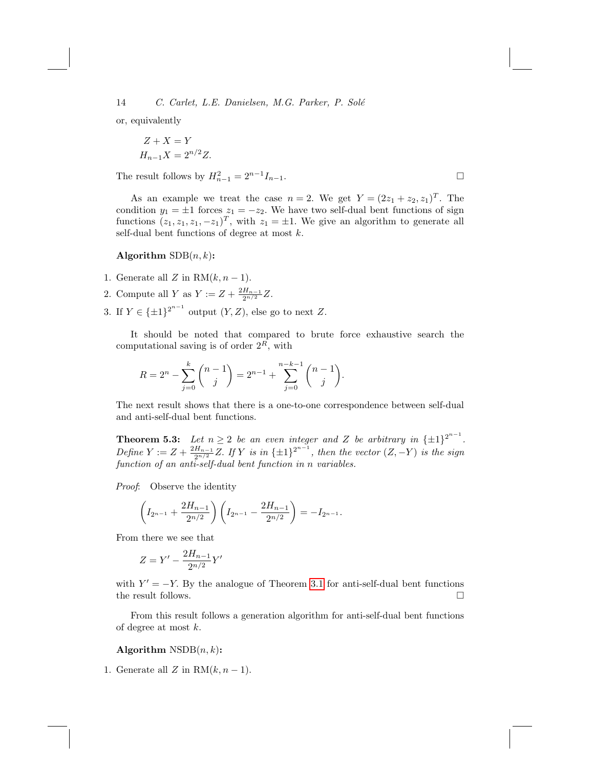or, equivalently

$$
\begin{aligned}
Z + X &= Y \\
H_{n-1}X &= 2^{n/2}Z.
\end{aligned}
$$

The result follows by $H_{n-1}^2 = 2^{n-1}I_{n-1}$. □

As an example we treat the case $n = 2$. We get $Y = (2z_1 + z_2, z_1)^T$. The condition $y_1 = \pm 1$ forces $z_1 = -z_2$. We have two self-dual bent functions of sign functions $(z_1, z_1, z_1, -z_1)^T$, with $z_1 = \pm 1$. We give an algorithm to generate all self-dual bent functions of degree at most $k$.

**Algorithm** $\mathrm{SDB}(n,k)$**:**

1. Generate all $Z$ in $\mathrm{RM}(k, n-1)$.
2. Compute all $Y$ as $Y := Z + \frac{2H_{n-1}}{2^{n/2}}Z$.
3. If $Y \in \{\pm 1\}^{2^{n-1}}$ output $(Y, Z)$, else go to next $Z$.

It should be noted that compared to brute force exhaustive search the computational saving is of order $2^R$, with

$$
R = 2^n - \sum_{j=0}^{k} \binom{n-1}{j} = 2^{n-1} + \sum_{j=0}^{n-k-1} \binom{n-1}{j}.
$$

The next result shows that there is a one-to-one correspondence between self-dual and anti-self-dual bent functions.

**Theorem 5.3:** *Let $n \geq 2$ be an even integer and $Z$ be arbitrary in $\{\pm 1\}^{2^{n-1}}$. Define $Y := Z + \frac{2H_{n-1}}{2^{n/2}}Z$. If $Y$ is in $\{\pm 1\}^{2^{n-1}}$, then the vector $(Z, -Y)$ is the sign function of an anti-self-dual bent function in $n$ variables.*

*Proof*: Observe the identity

$$
\left(I_{2^{n-1}} + \frac{2H_{n-1}}{2^{n/2}}\right)\left(I_{2^{n-1}} - \frac{2H_{n-1}}{2^{n/2}}\right) = -I_{2^{n-1}}.
$$

From there we see that

$$
Z = Y' - \frac{2H_{n-1}}{2^{n/2}}Y'
$$

with $Y' = -Y$. By the analogue of Theorem 3.1 for anti-self-dual bent functions the result follows. □

From this result follows a generation algorithm for anti-self-dual bent functions of degree at most $k$.

**Algorithm** $\mathrm{NSDB}(n,k)$**:**

1. Generate all $Z$ in $\mathrm{RM}(k, n-1)$.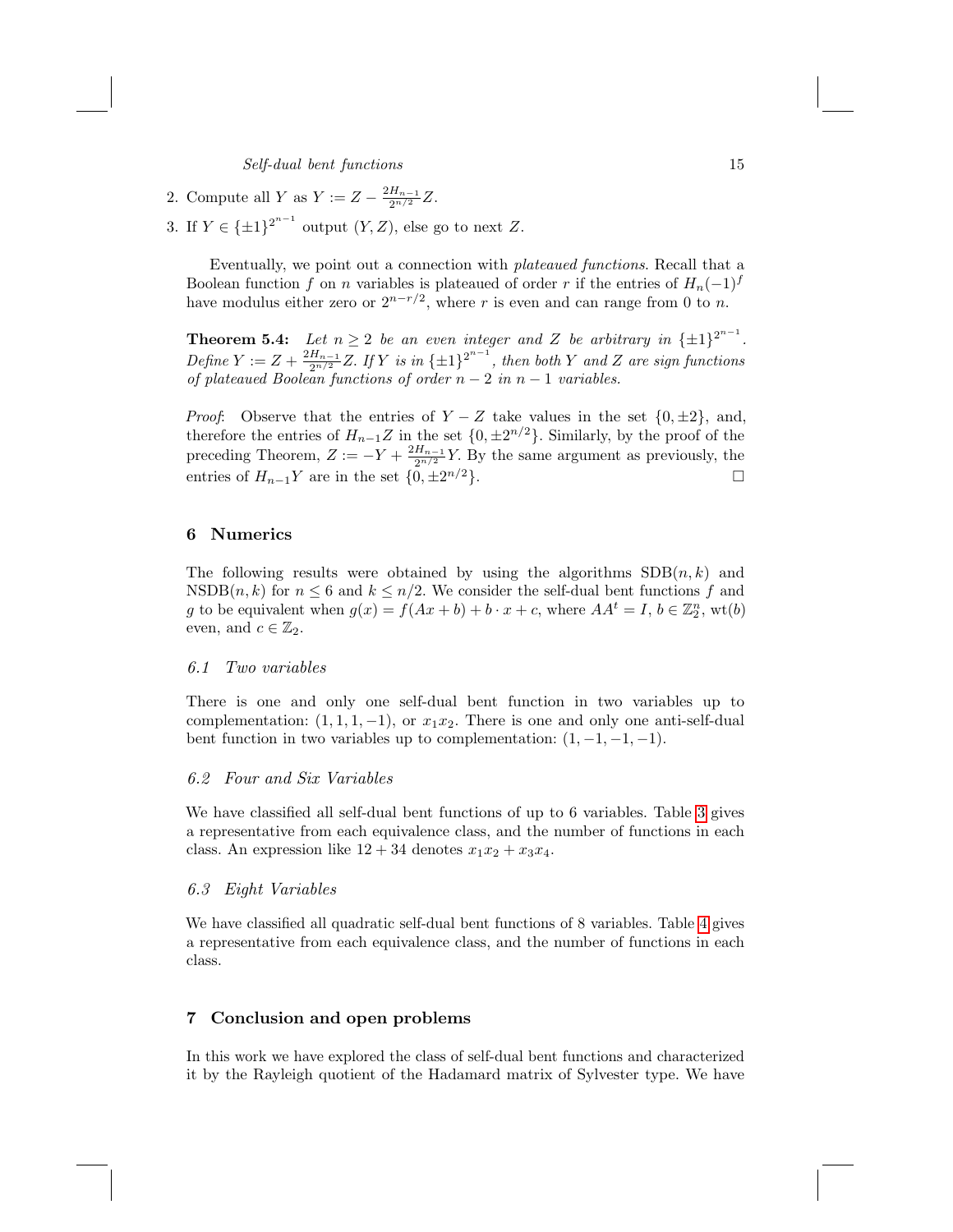2. Compute all $Y$ as $Y := Z - \frac{2H_{n-1}}{2^{n/2}}Z$.
3. If $Y \in \{\pm 1\}^{2^{n-1}}$ output $(Y, Z)$, else go to next $Z$.

Eventually, we point out a connection with *plateaued functions*. Recall that a Boolean function $f$ on $n$ variables is plateaued of order $r$ if the entries of $H_n(-1)^f$ have modulus either zero or $2^{n-r/2}$, where $r$ is even and can range from 0 to $n$.

**Theorem 5.4:** *Let $n \geq 2$ be an even integer and $Z$ be arbitrary in $\{\pm 1\}^{2^{n-1}}$. Define $Y := Z + \frac{2H_{n-1}}{2^{n/2}}Z$. If $Y$ is in $\{\pm 1\}^{2^{n-1}}$, then both $Y$ and $Z$ are sign functions of plateaued Boolean functions of order $n-2$ in $n-1$ variables.*

*Proof*: Observe that the entries of $Y - Z$ take values in the set $\{0, \pm 2\}$, and, therefore the entries of $H_{n-1}Z$ in the set $\{0, \pm 2^{n/2}\}$. Similarly, by the proof of the preceding Theorem, $Z := -Y + \frac{2H_{n-1}}{2^{n/2}}Y$. By the same argument as previously, the entries of $H_{n-1}Y$ are in the set $\{0, \pm 2^{n/2}\}$. □

## 6 Numerics

The following results were obtained by using the algorithms SDB$(n, k)$ and NSDB$(n, k)$ for $n \leq 6$ and $k \leq n/2$. We consider the self-dual bent functions $f$ and $g$ to be equivalent when $g(x) = f(Ax + b) + b \cdot x + c$, where $AA^t = I$, $b \in \mathbb{Z}_2^n$, wt$(b)$ even, and $c \in \mathbb{Z}_2$.

### 6.1 Two variables

There is one and only one self-dual bent function in two variables up to complementation: $(1, 1, 1, -1)$, or $x_1x_2$. There is one and only one anti-self-dual bent function in two variables up to complementation: $(1, -1, -1, -1)$.

### 6.2 Four and Six Variables

We have classified all self-dual bent functions of up to 6 variables. Table 3 gives a representative from each equivalence class, and the number of functions in each class. An expression like $12 + 34$ denotes $x_1x_2 + x_3x_4$.

### 6.3 Eight Variables

We have classified all quadratic self-dual bent functions of 8 variables. Table 4 gives a representative from each equivalence class, and the number of functions in each class.

## 7 Conclusion and open problems

In this work we have explored the class of self-dual bent functions and characterized it by the Rayleigh quotient of the Hadamard matrix of Sylvester type. We have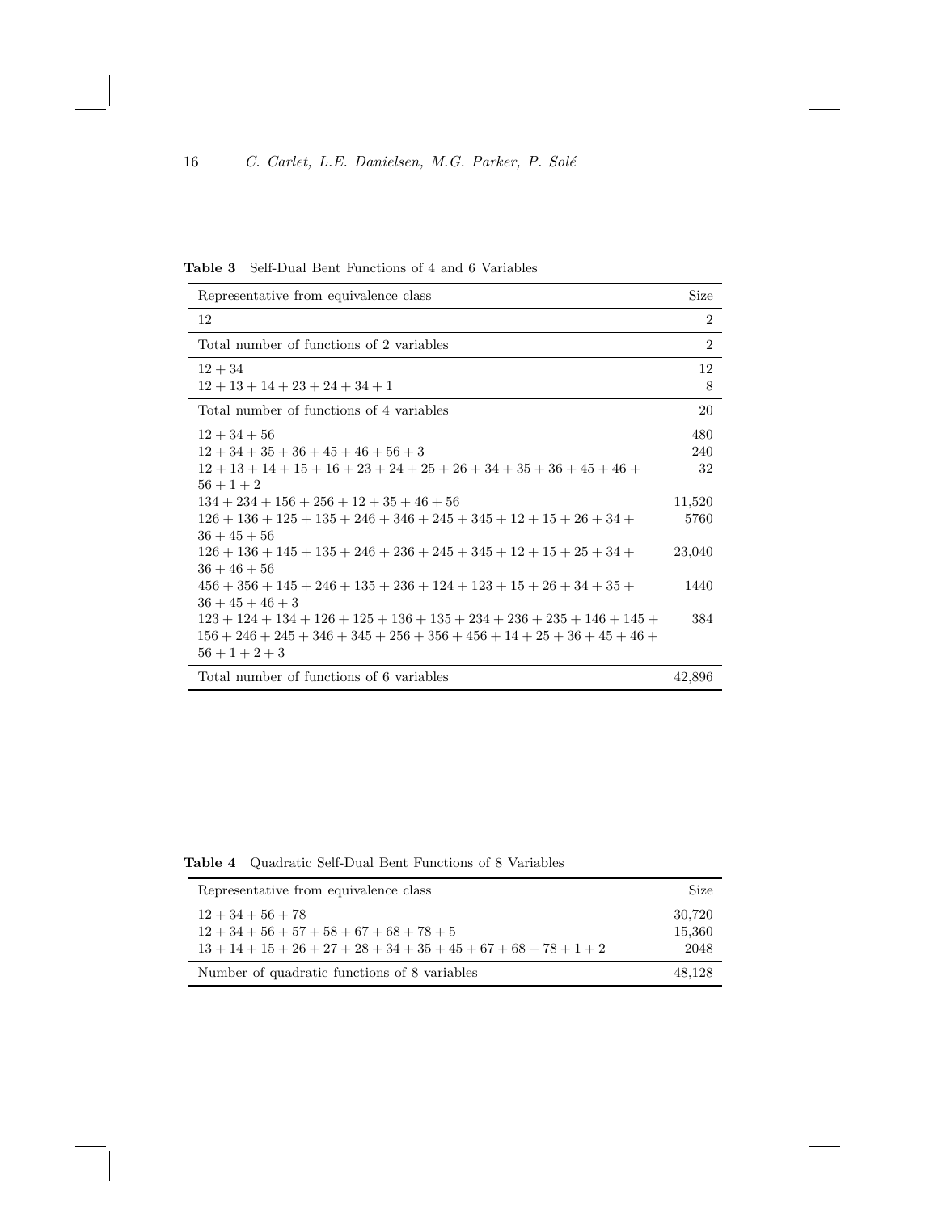**Table 3** Self-Dual Bent Functions of 4 and 6 Variables

| Representative from equivalence class | Size |
|---|---|
| $12$ | 2 |
| Total number of functions of 2 variables | 2 |
| $12 + 34$ | 12 |
| $12 + 13 + 14 + 23 + 24 + 34 + 1$ | 8 |
| Total number of functions of 4 variables | 20 |
| $12 + 34 + 56$ | 480 |
| $12 + 34 + 35 + 36 + 45 + 46 + 56 + 3$ | 240 |
| $12 + 13 + 14 + 15 + 16 + 23 + 24 + 25 + 26 + 34 + 35 + 36 + 45 + 46 + 56 + 1 + 2$ | 32 |
| $134 + 234 + 156 + 256 + 12 + 35 + 46 + 56$ | 11,520 |
| $126 + 136 + 125 + 135 + 246 + 346 + 245 + 345 + 12 + 15 + 26 + 34 + 36 + 45 + 56$ | 5760 |
| $126 + 136 + 145 + 135 + 246 + 236 + 245 + 345 + 12 + 15 + 25 + 34 + 36 + 46 + 56$ | 23,040 |
| $456 + 356 + 145 + 246 + 135 + 236 + 124 + 123 + 15 + 26 + 34 + 35 + 36 + 45 + 46 + 3$ | 1440 |
| $123 + 124 + 134 + 126 + 125 + 136 + 135 + 234 + 236 + 235 + 146 + 145 + 156 + 246 + 245 + 346 + 345 + 256 + 356 + 456 + 14 + 25 + 36 + 45 + 46 + 56 + 1 + 2 + 3$ | 384 |
| Total number of functions of 6 variables | 42,896 |

**Table 4** Quadratic Self-Dual Bent Functions of 8 Variables

| Representative from equivalence class | Size |
|---|---|
| $12 + 34 + 56 + 78$ | 30,720 |
| $12 + 34 + 56 + 57 + 58 + 67 + 68 + 78 + 5$ | 15,360 |
| $13 + 14 + 15 + 26 + 27 + 28 + 34 + 35 + 45 + 67 + 68 + 78 + 1 + 2$ | 2048 |
| Number of quadratic functions of 8 variables | 48,128 |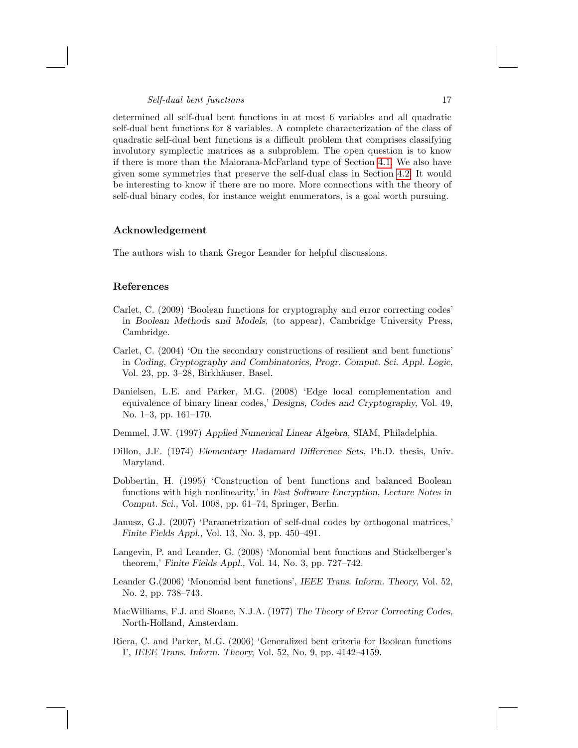determined all self-dual bent functions in at most 6 variables and all quadratic self-dual bent functions for 8 variables. A complete characterization of the class of quadratic self-dual bent functions is a difficult problem that comprises classifying involutory symplectic matrices as a subproblem. The open question is to know if there is more than the Maiorana-McFarland type of Section 4.1. We also have given some symmetries that preserve the self-dual class in Section 4.2. It would be interesting to know if there are no more. More connections with the theory of self-dual binary codes, for instance weight enumerators, is a goal worth pursuing.

## Acknowledgement

The authors wish to thank Gregor Leander for helpful discussions.

## References

Carlet, C. (2009) 'Boolean functions for cryptography and error correcting codes' in *Boolean Methods and Models,* (to appear), Cambridge University Press, Cambridge.

Carlet, C. (2004) 'On the secondary constructions of resilient and bent functions' in *Coding, Cryptography and Combinatorics, Progr. Comput. Sci. Appl. Logic,* Vol. 23, pp. 3–28, Birkhäuser, Basel.

Danielsen, L.E. and Parker, M.G. (2008) 'Edge local complementation and equivalence of binary linear codes,' *Designs, Codes and Cryptography*, Vol. 49, No. 1–3, pp. 161–170.

Demmel, J.W. (1997) *Applied Numerical Linear Algebra,* SIAM, Philadelphia.

Dillon, J.F. (1974) *Elementary Hadamard Difference Sets*, Ph.D. thesis, Univ. Maryland.

Dobbertin, H. (1995) 'Construction of bent functions and balanced Boolean functions with high nonlinearity,' in *Fast Software Encryption*, *Lecture Notes in Comput. Sci.*, Vol. 1008, pp. 61–74, Springer, Berlin.

Janusz, G.J. (2007) 'Parametrization of self-dual codes by orthogonal matrices,' *Finite Fields Appl.,* Vol. 13, No. 3, pp. 450–491.

Langevin, P. and Leander, G. (2008) 'Monomial bent functions and Stickelberger's theorem,' *Finite Fields Appl.,* Vol. 14, No. 3, pp. 727–742.

Leander G.(2006) 'Monomial bent functions', *IEEE Trans. Inform. Theory,* Vol. 52, No. 2, pp. 738–743.

MacWilliams, F.J. and Sloane, N.J.A. (1977) *The Theory of Error Correcting Codes*, North-Holland, Amsterdam.

Riera, C. and Parker, M.G. (2006) 'Generalized bent criteria for Boolean functions I', *IEEE Trans. Inform. Theory,* Vol. 52, No. 9, pp. 4142–4159.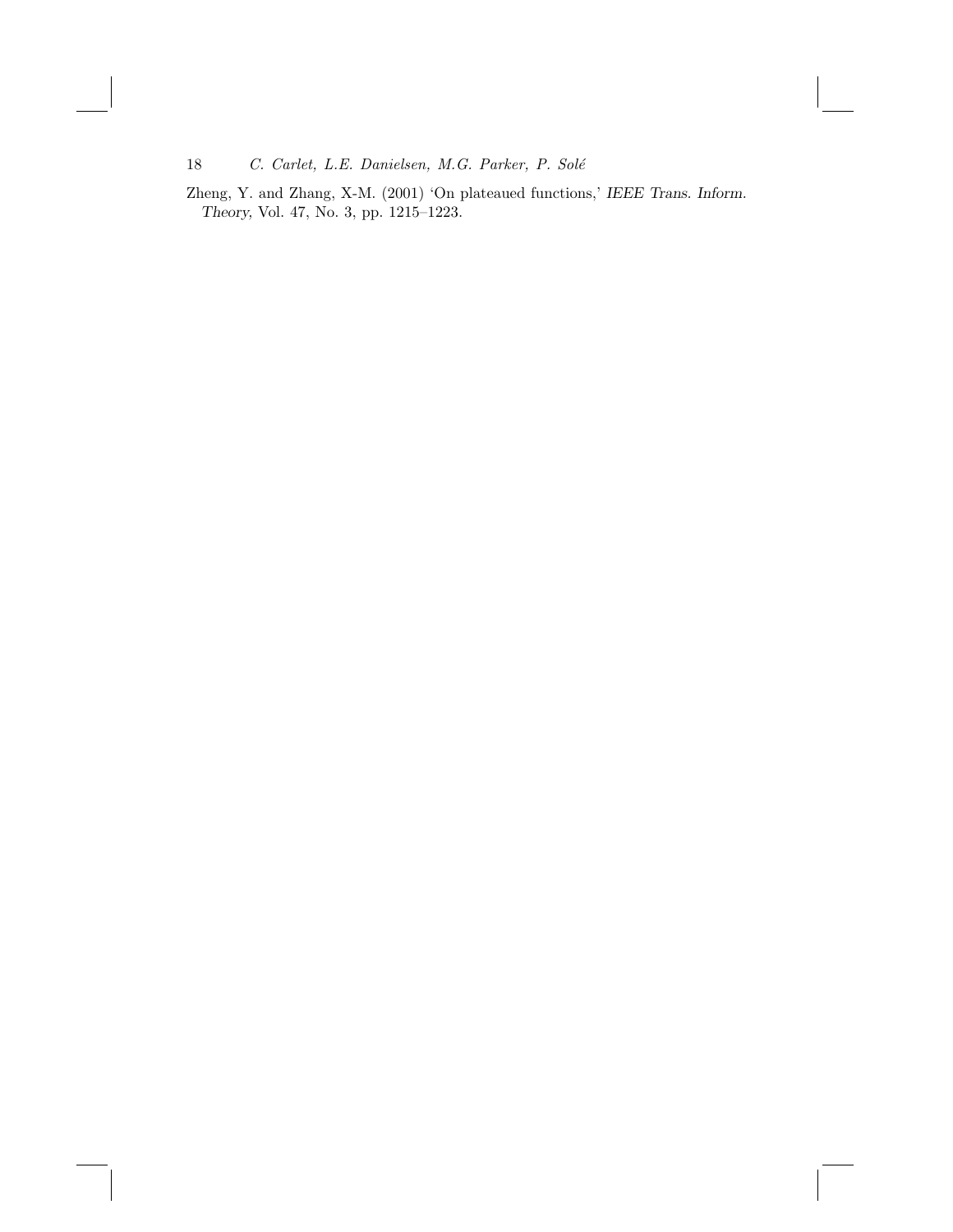Zheng, Y. and Zhang, X-M. (2001) 'On plateaued functions,' *IEEE Trans. Inform. Theory*, Vol. 47, No. 3, pp. 1215–1223.